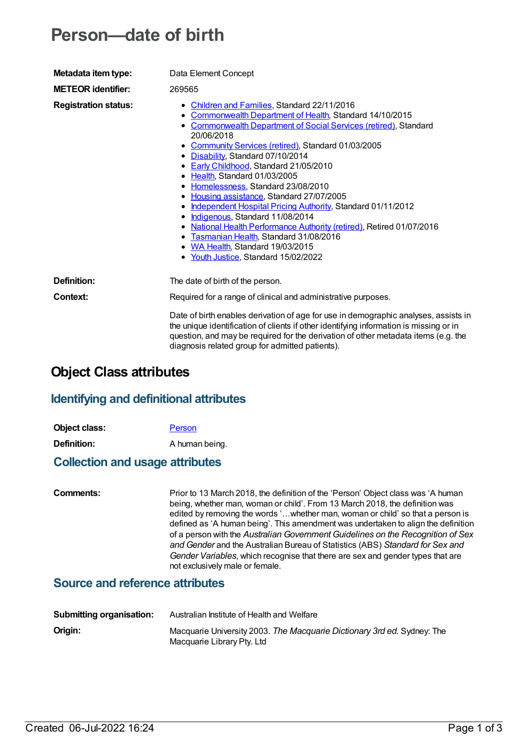# Person—date of birth

| | |
|---|---|
| **Metadata item type:** | Data Element Concept |
| **METEOR identifier:** | 269565 |
| **Registration status:** | • Children and Families, Standard 22/11/2016<br>• Commonwealth Department of Health, Standard 14/10/2015<br>• Commonwealth Department of Social Services (retired), Standard 20/06/2018<br>• Community Services (retired), Standard 01/03/2005<br>• Disability, Standard 07/10/2014<br>• Early Childhood, Standard 21/05/2010<br>• Health, Standard 01/03/2005<br>• Homelessness, Standard 23/08/2010<br>• Housing assistance, Standard 27/07/2005<br>• Independent Hospital Pricing Authority, Standard 01/11/2012<br>• Indigenous, Standard 11/08/2014<br>• National Health Performance Authority (retired), Retired 01/07/2016<br>• Tasmanian Health, Standard 31/08/2016<br>• WA Health, Standard 19/03/2015<br>• Youth Justice, Standard 15/02/2022 |
| **Definition:** | The date of birth of the person. |
| **Context:** | Required for a range of clinical and administrative purposes.<br><br>Date of birth enables derivation of age for use in demographic analyses, assists in the unique identification of clients if other identifying information is missing or in question, and may be required for the derivation of other metadata items (e.g. the diagnosis related group for admitted patients). |

## Object Class attributes

### Identifying and definitional attributes

| | |
|---|---|
| **Object class:** | Person |
| **Definition:** | A human being. |

### Collection and usage attributes

| | |
|---|---|
| **Comments:** | Prior to 13 March 2018, the definition of the 'Person' Object class was 'A human being, whether man, woman or child'. From 13 March 2018, the definition was edited by removing the words '…whether man, woman or child' so that a person is defined as 'A human being'. This amendment was undertaken to align the definition of a person with the *Australian Government Guidelines on the Recognition of Sex and Gender* and the Australian Bureau of Statistics (ABS) *Standard for Sex and Gender Variables*, which recognise that there are sex and gender types that are not exclusively male or female. |

### Source and reference attributes

| | |
|---|---|
| **Submitting organisation:** | Australian Institute of Health and Welfare |
| **Origin:** | Macquarie University 2003. *The Macquarie Dictionary 3rd ed.* Sydney: The Macquarie Library Pty. Ltd |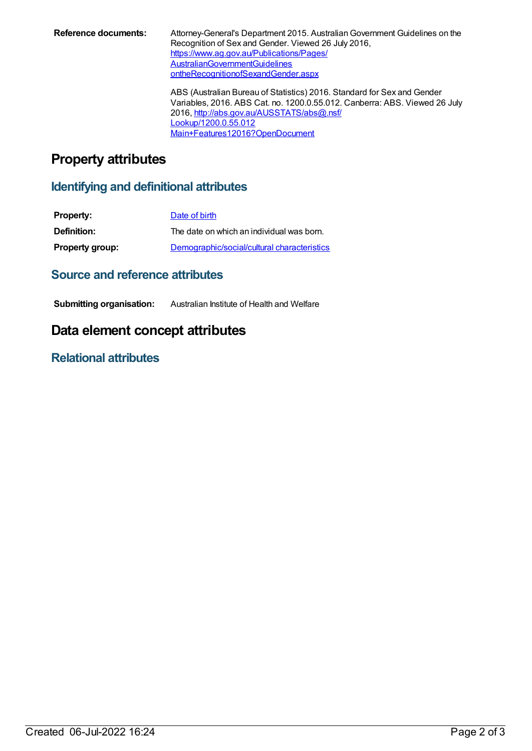**Reference documents:** Attorney-General's Department 2015. Australian Government Guidelines on the Recognition of Sex and Gender. Viewed 26 July 2016, https://www.ag.gov.au/Publications/Pages/AustralianGovernmentGuidelinesontheRecognitionofSexandGender.aspx

ABS (Australian Bureau of Statistics) 2016. Standard for Sex and Gender Variables, 2016. ABS Cat. no. 1200.0.55.012. Canberra: ABS. Viewed 26 July 2016, http://abs.gov.au/AUSSTATS/abs@.nsf/Lookup/1200.0.55.012Main+Features12016?OpenDocument

# Property attributes

## Identifying and definitional attributes

**Property:** Date of birth

**Definition:** The date on which an individual was born.

**Property group:** Demographic/social/cultural characteristics

## Source and reference attributes

**Submitting organisation:** Australian Institute of Health and Welfare

# Data element concept attributes

## Relational attributes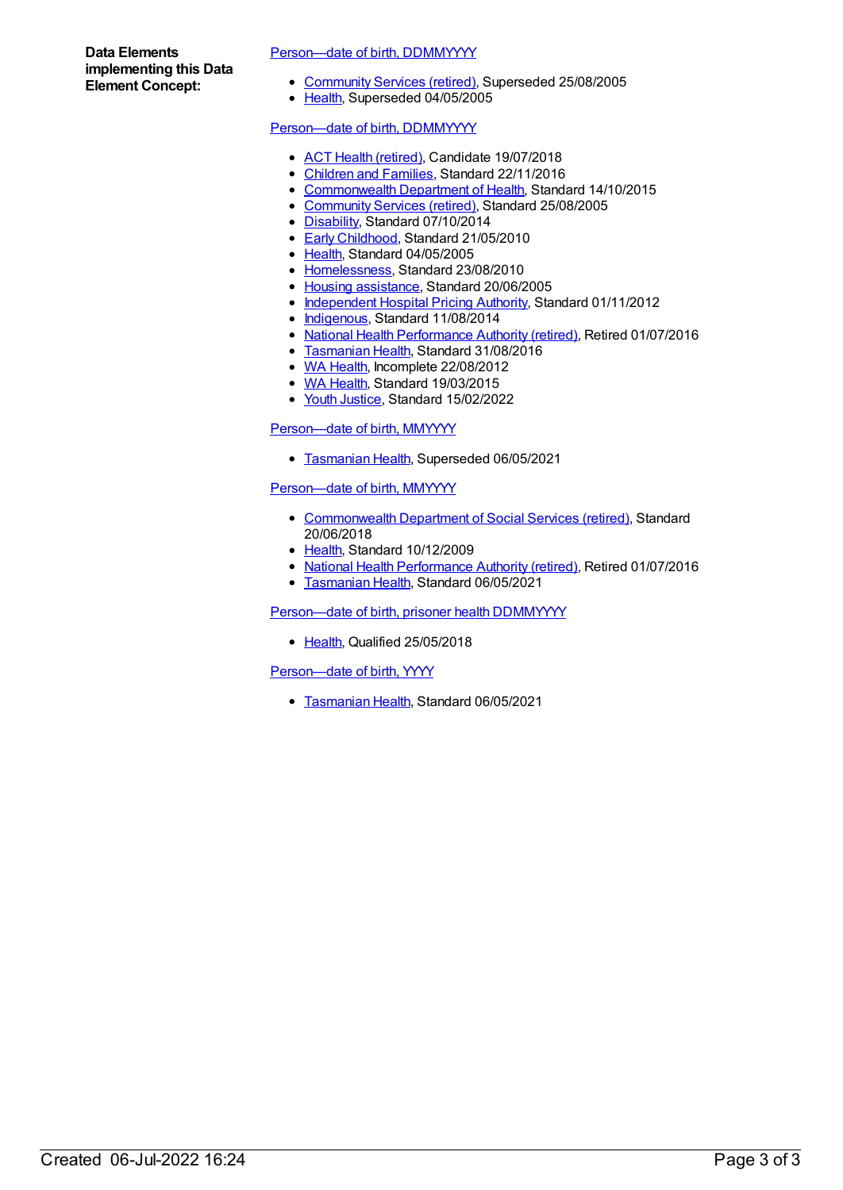**Data Elements implementing this Data Element Concept:**

Person—date of birth, DDMMYYYY

- Community Services (retired), Superseded 25/08/2005
- Health, Superseded 04/05/2005

Person—date of birth, DDMMYYYY

- ACT Health (retired), Candidate 19/07/2018
- Children and Families, Standard 22/11/2016
- Commonwealth Department of Health, Standard 14/10/2015
- Community Services (retired), Standard 25/08/2005
- Disability, Standard 07/10/2014
- Early Childhood, Standard 21/05/2010
- Health, Standard 04/05/2005
- Homelessness, Standard 23/08/2010
- Housing assistance, Standard 20/06/2005
- Independent Hospital Pricing Authority, Standard 01/11/2012
- Indigenous, Standard 11/08/2014
- National Health Performance Authority (retired), Retired 01/07/2016
- Tasmanian Health, Standard 31/08/2016
- WA Health, Incomplete 22/08/2012
- WA Health, Standard 19/03/2015
- Youth Justice, Standard 15/02/2022

Person—date of birth, MMYYYY

- Tasmanian Health, Superseded 06/05/2021

Person—date of birth, MMYYYY

- Commonwealth Department of Social Services (retired), Standard 20/06/2018
- Health, Standard 10/12/2009
- National Health Performance Authority (retired), Retired 01/07/2016
- Tasmanian Health, Standard 06/05/2021

Person—date of birth, prisoner health DDMMYYYY

- Health, Qualified 25/05/2018

Person—date of birth, YYYY

- Tasmanian Health, Standard 06/05/2021